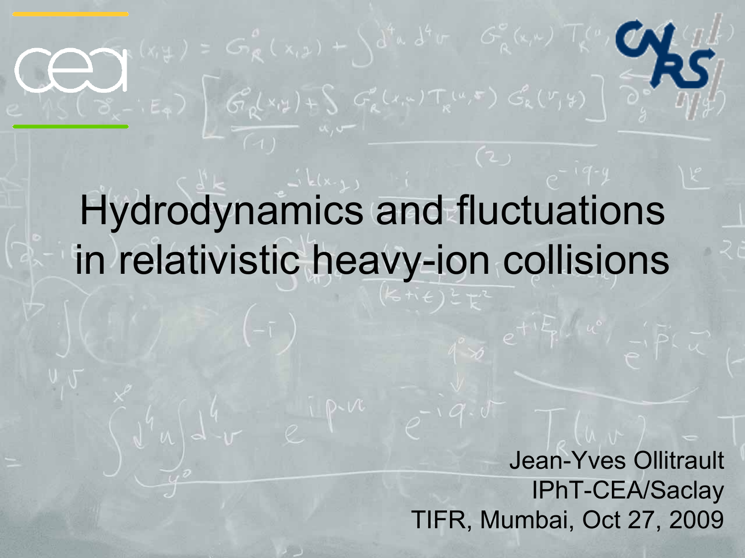# Hydrodynamics and fluctuations in relativistic heavy-ion collisions

Jean-Yves Ollitrault
IPhT-CEA/Saclay
TIFR, Mumbai, Oct 27, 2009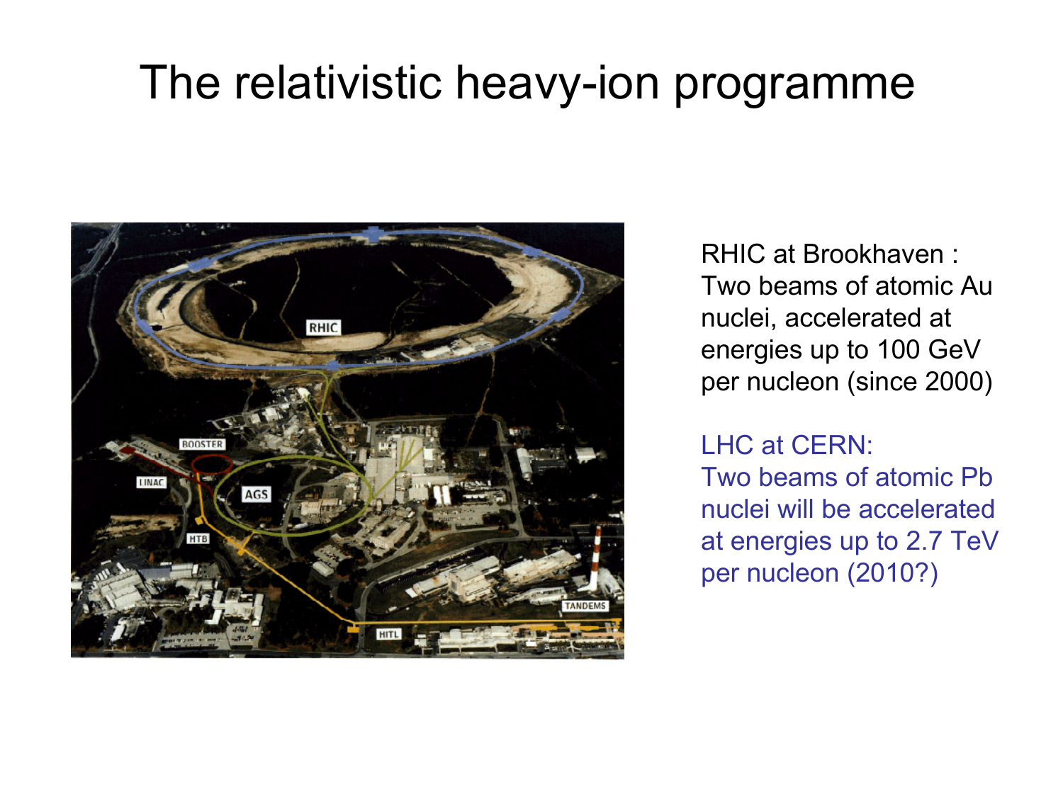# The relativistic heavy-ion programme

RHIC at Brookhaven : Two beams of atomic Au nuclei, accelerated at energies up to 100 GeV per nucleon (since 2000)

LHC at CERN: Two beams of atomic Pb nuclei will be accelerated at energies up to 2.7 TeV per nucleon (2010?)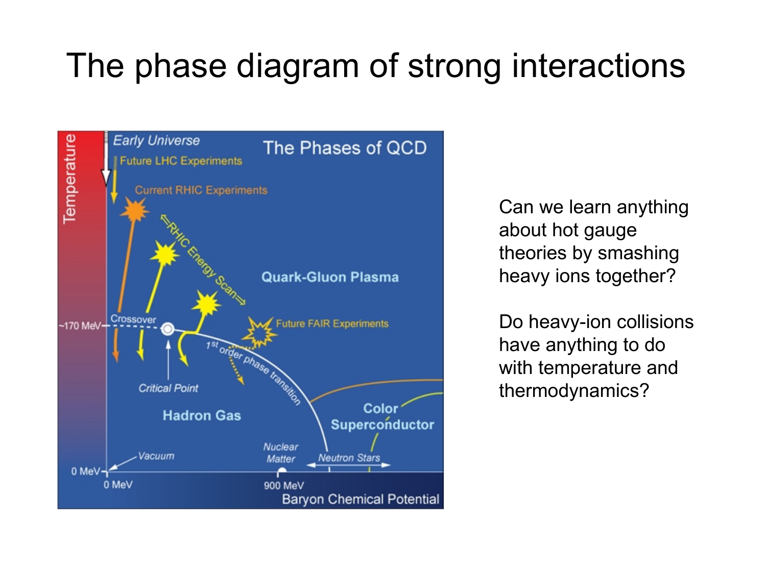# The phase diagram of strong interactions

Can we learn anything about hot gauge theories by smashing heavy ions together?

Do heavy-ion collisions have anything to do with temperature and thermodynamics?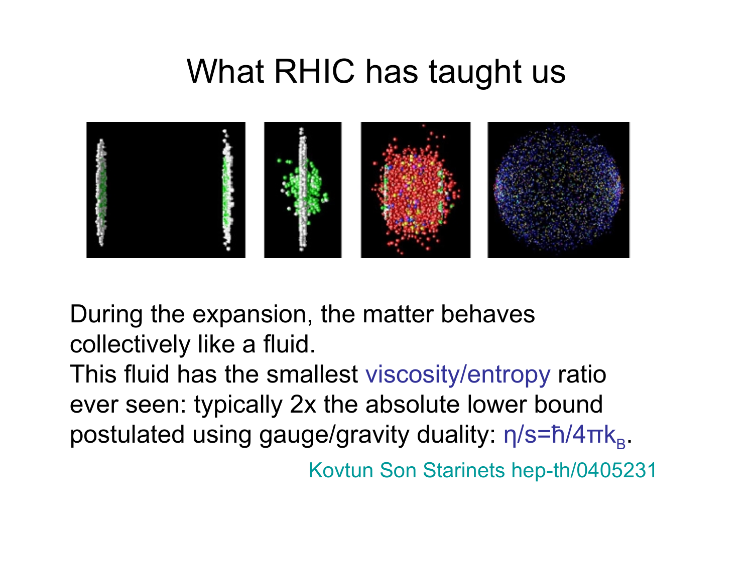# What RHIC has taught us

During the expansion, the matter behaves collectively like a fluid.
This fluid has the smallest viscosity/entropy ratio ever seen: typically 2x the absolute lower bound postulated using gauge/gravity duality: $\eta/s = \hbar/4\pi k_B$.

Kovtun Son Starinets hep-th/0405231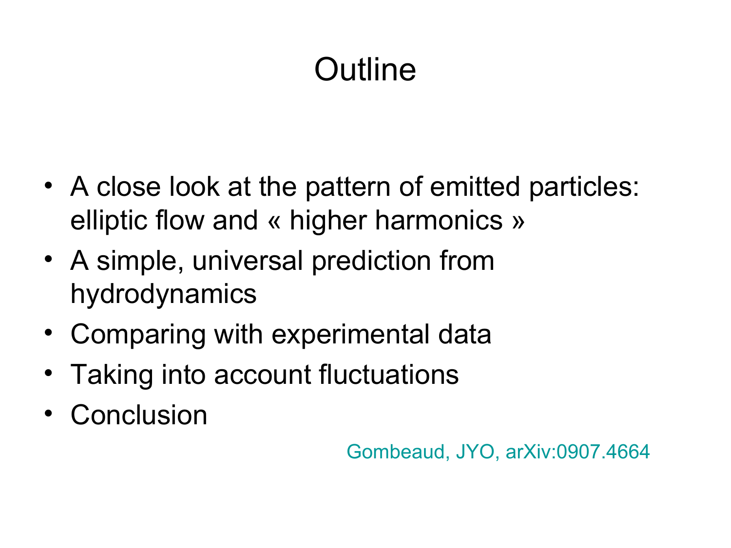# Outline

- A close look at the pattern of emitted particles: elliptic flow and « higher harmonics »
- A simple, universal prediction from hydrodynamics
- Comparing with experimental data
- Taking into account fluctuations
- Conclusion

Gombeaud, JYO, arXiv:0907.4664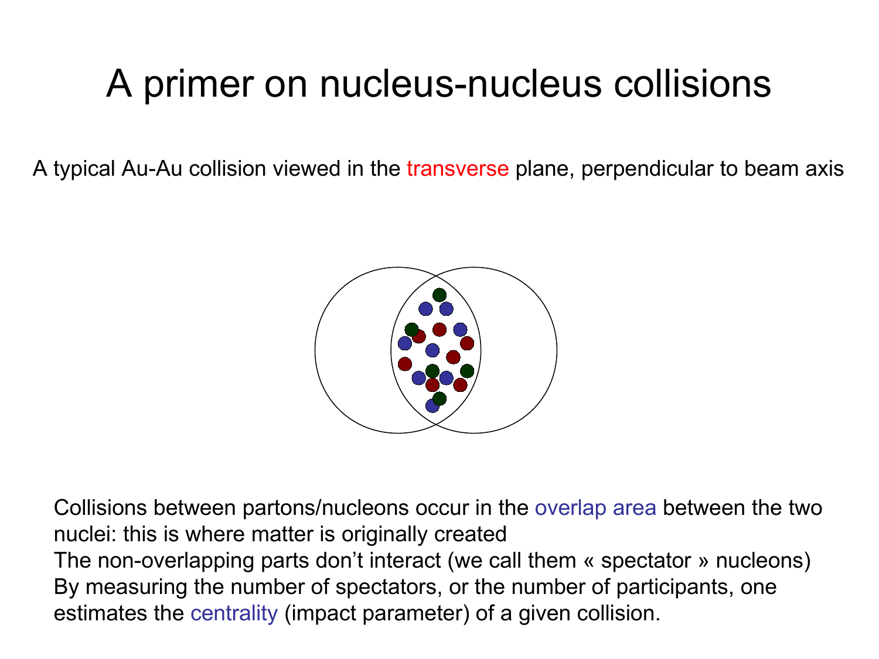# A primer on nucleus-nucleus collisions

A typical Au-Au collision viewed in the transverse plane, perpendicular to beam axis

Collisions between partons/nucleons occur in the overlap area between the two nuclei: this is where matter is originally created

The non-overlapping parts don't interact (we call them « spectator » nucleons)

By measuring the number of spectators, or the number of participants, one estimates the centrality (impact parameter) of a given collision.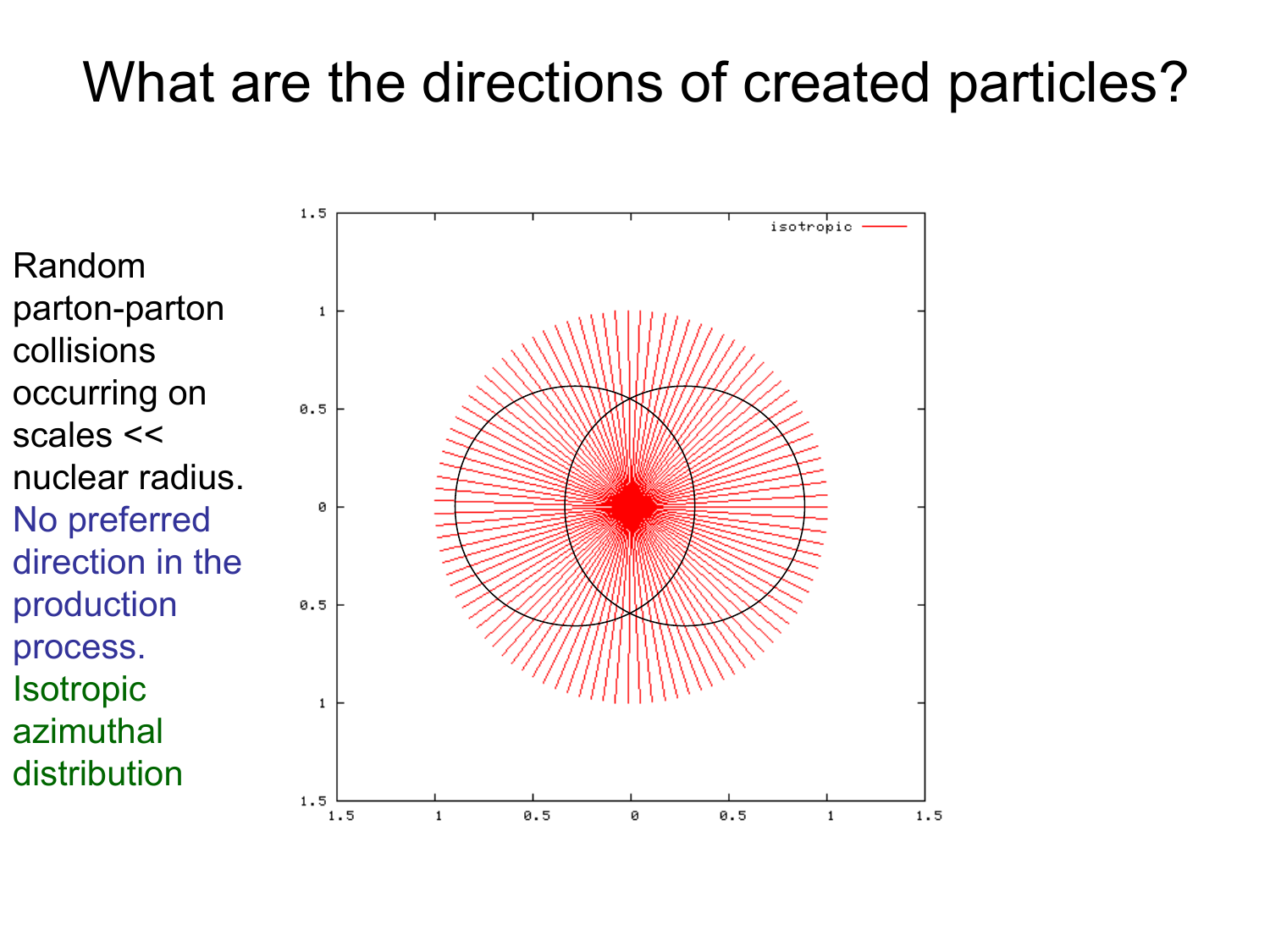# What are the directions of created particles?

Random parton-parton collisions occurring on scales << nuclear radius.

No preferred direction in the production process.

Isotropic azimuthal distribution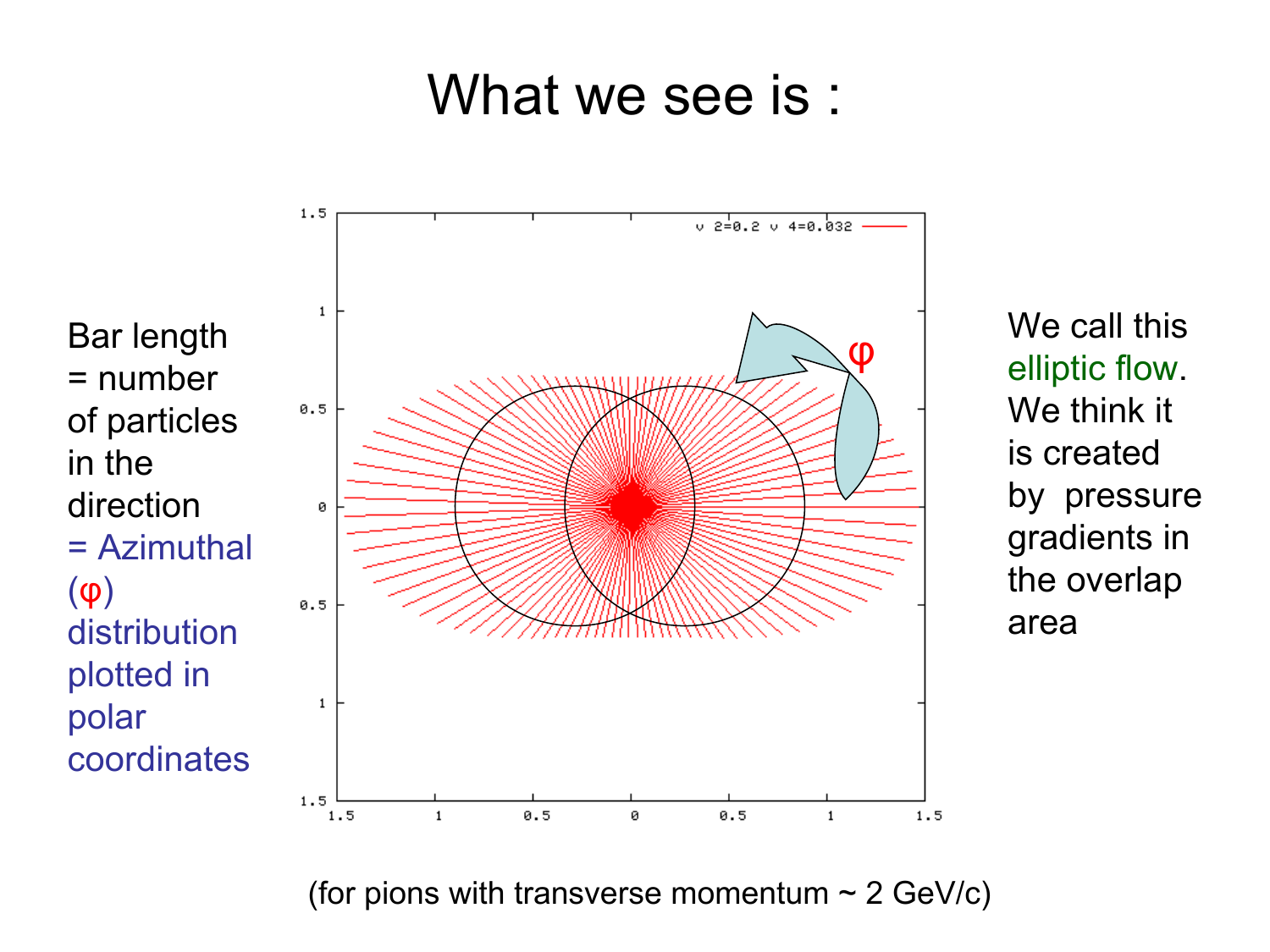# What we see is :

Bar length = number of particles in the direction = Azimuthal ($\varphi$) distribution plotted in polar coordinates

We call this elliptic flow. We think it is created by pressure gradients in the overlap area

(for pions with transverse momentum ~ 2 GeV/c)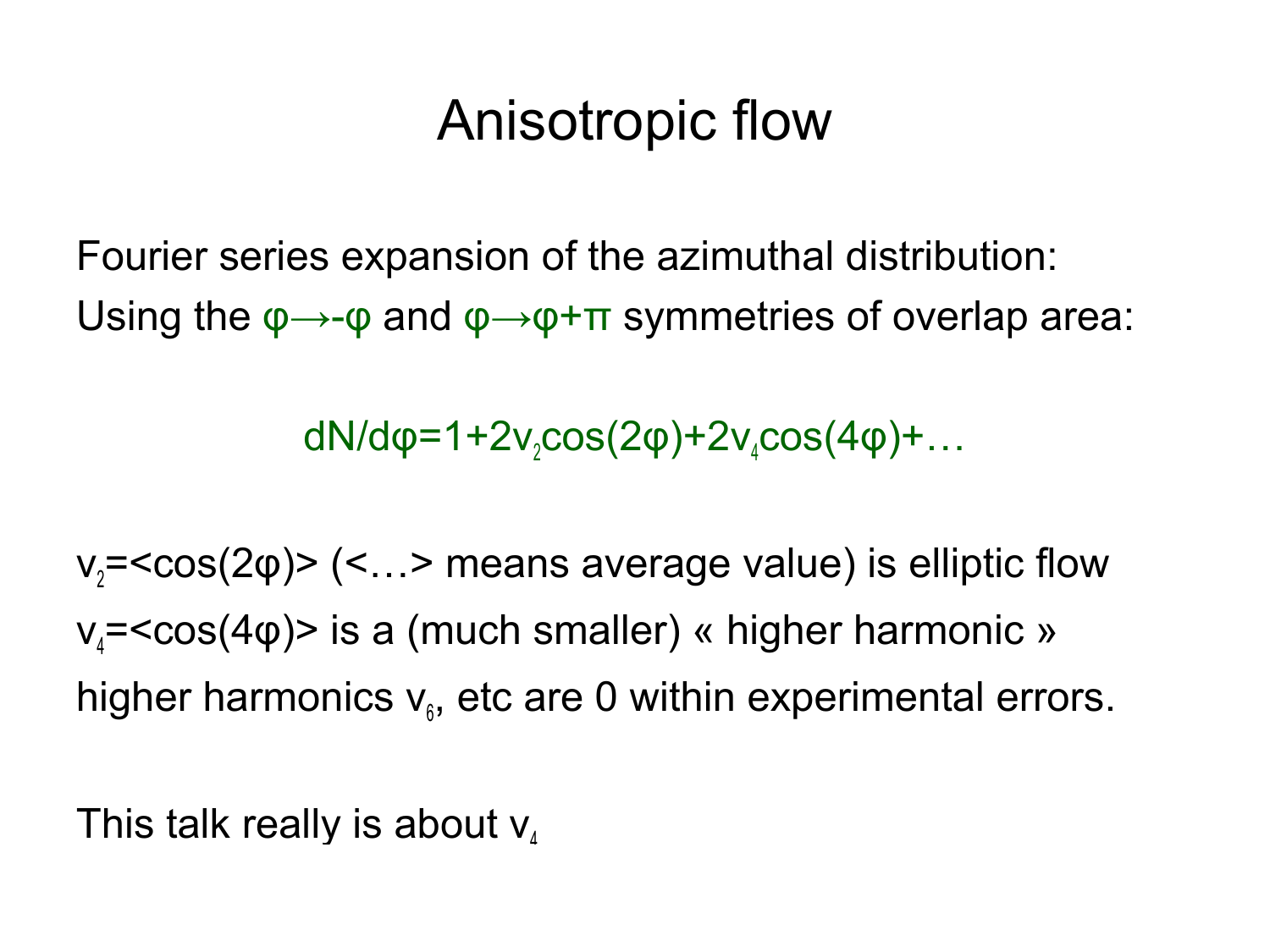# Anisotropic flow

Fourier series expansion of the azimuthal distribution:
Using the $\varphi\rightarrow-\varphi$ and $\varphi\rightarrow\varphi+\pi$ symmetries of overlap area:

$$dN/d\varphi=1+2v_2\cos(2\varphi)+2v_4\cos(4\varphi)+\ldots$$

$v_2=\langle\cos(2\varphi)\rangle$ (<…> means average value) is elliptic flow

$v_4=\langle\cos(4\varphi)\rangle$ is a (much smaller) « higher harmonic »

higher harmonics $v_6$, etc are 0 within experimental errors.

This talk really is about $v_4$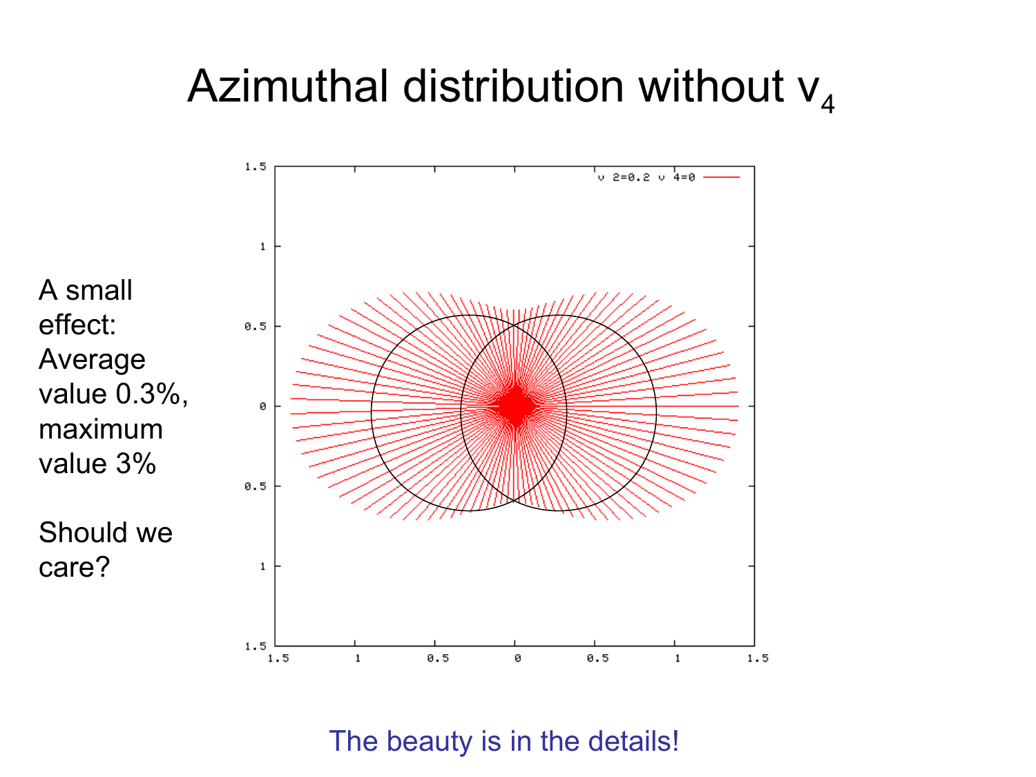# Azimuthal distribution without $v_4$

A small effect: Average value 0.3%, maximum value 3%

Should we care?

The beauty is in the details!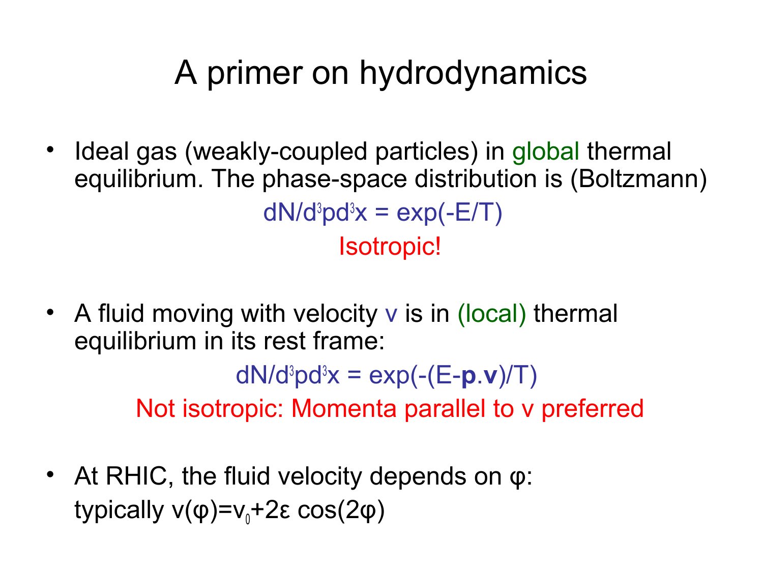# A primer on hydrodynamics

- Ideal gas (weakly-coupled particles) in global thermal equilibrium. The phase-space distribution is (Boltzmann)

$$dN/d^3p\,d^3x = \exp(-E/T)$$

Isotropic!

- A fluid moving with velocity v is in (local) thermal equilibrium in its rest frame:

$$dN/d^3p\,d^3x = \exp(-(E-\mathbf{p}.\mathbf{v})/T)$$

Not isotropic: Momenta parallel to v preferred

- At RHIC, the fluid velocity depends on φ: typically $v(\varphi)=v_0+2\varepsilon\cos(2\varphi)$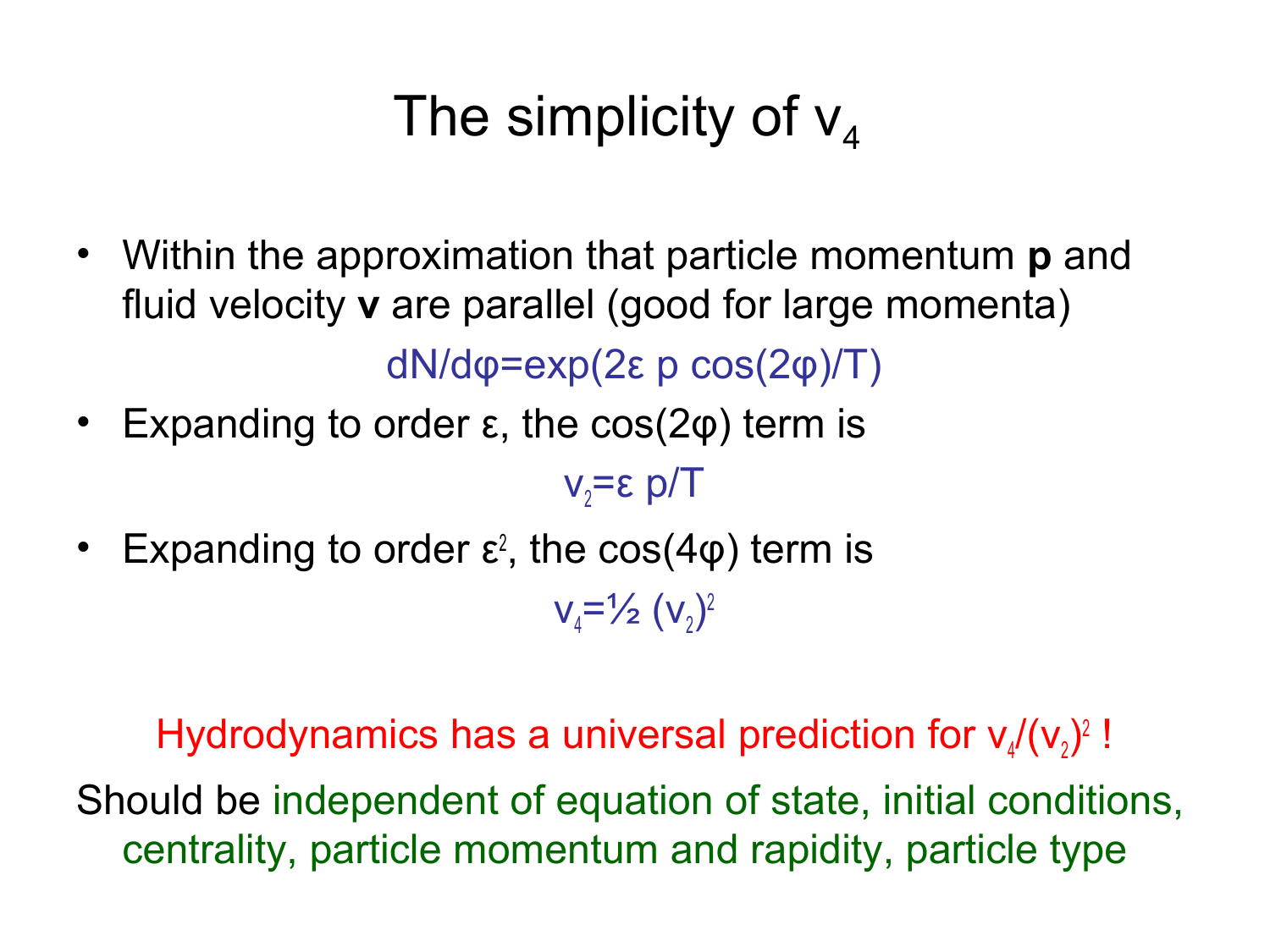# The simplicity of $v_4$

- Within the approximation that particle momentum **p** and fluid velocity **v** are parallel (good for large momenta)

$$dN/d\varphi = \exp(2\varepsilon\, p \cos(2\varphi)/T)$$

- Expanding to order $\varepsilon$, the $\cos(2\varphi)$ term is

$$v_2 = \varepsilon\, p/T$$

- Expanding to order $\varepsilon^2$, the $\cos(4\varphi)$ term is

$$v_4 = \frac{1}{2} (v_2)^2$$

Hydrodynamics has a universal prediction for $v_4/(v_2)^2$ !

Should be independent of equation of state, initial conditions, centrality, particle momentum and rapidity, particle type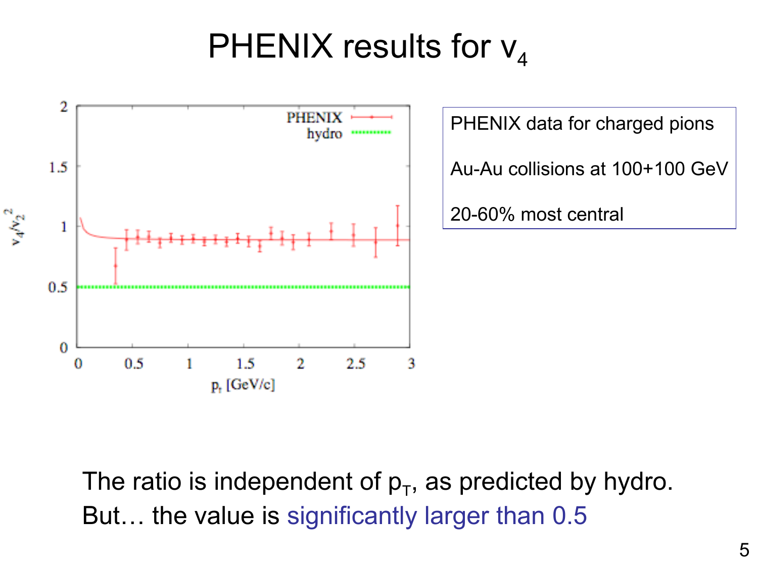# PHENIX results for $v_4$

PHENIX data for charged pions

Au-Au collisions at 100+100 GeV

20-60% most central

The ratio is independent of $p_T$, as predicted by hydro.
But… the value is significantly larger than 0.5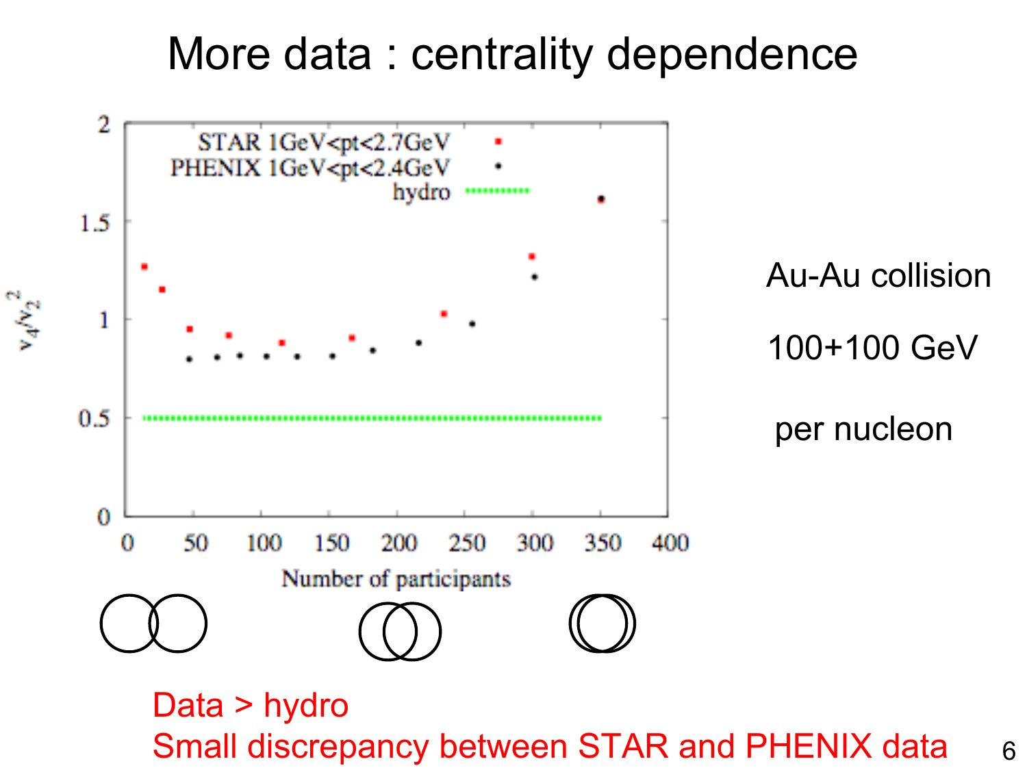# More data : centrality dependence

Au-Au collision

100+100 GeV

per nucleon

Data > hydro

Small discrepancy between STAR and PHENIX data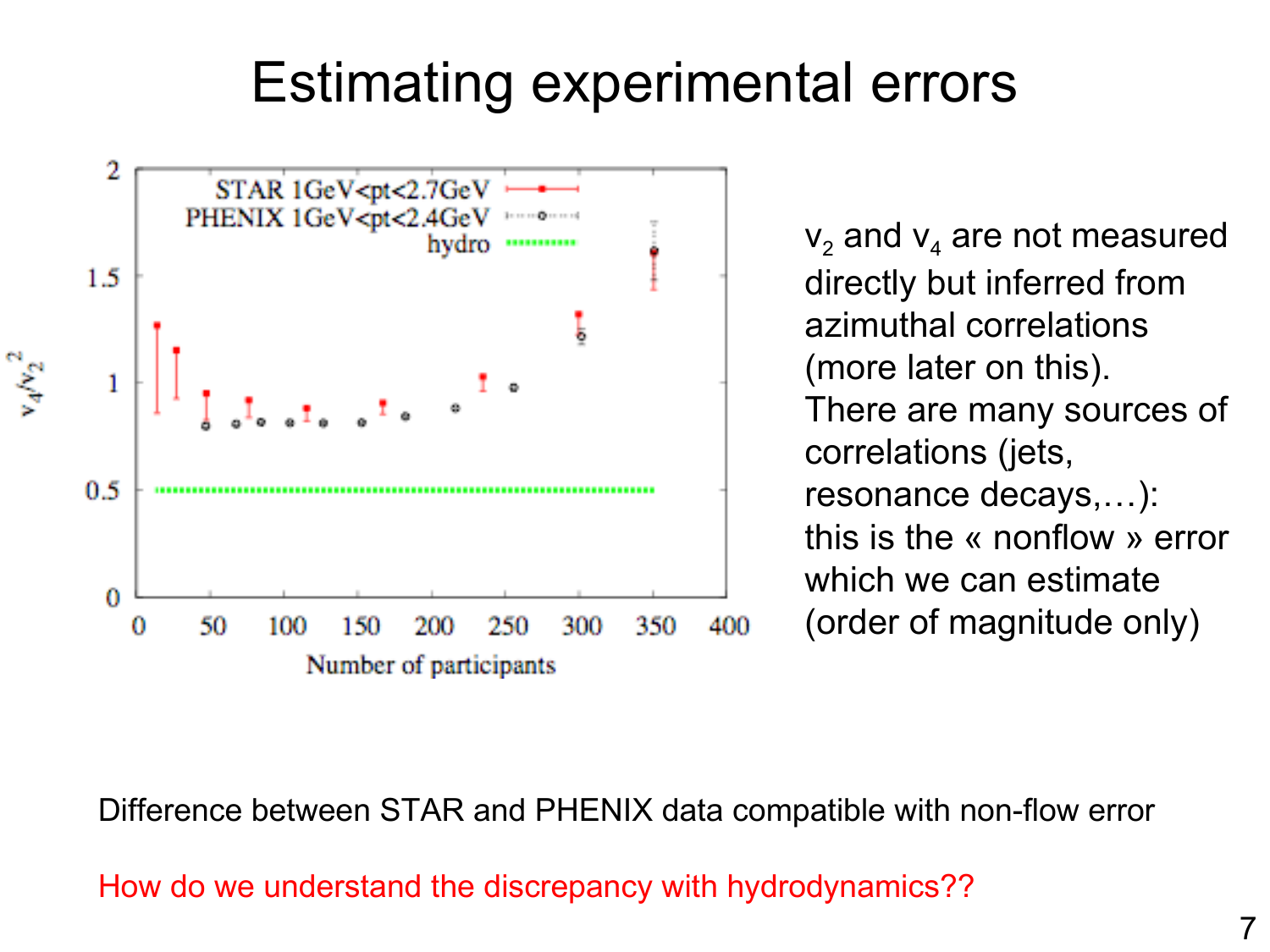# Estimating experimental errors

$v_2$ and $v_4$ are not measured directly but inferred from azimuthal correlations (more later on this). There are many sources of correlations (jets, resonance decays,…): this is the « nonflow » error which we can estimate (order of magnitude only)

Difference between STAR and PHENIX data compatible with non-flow error

How do we understand the discrepancy with hydrodynamics??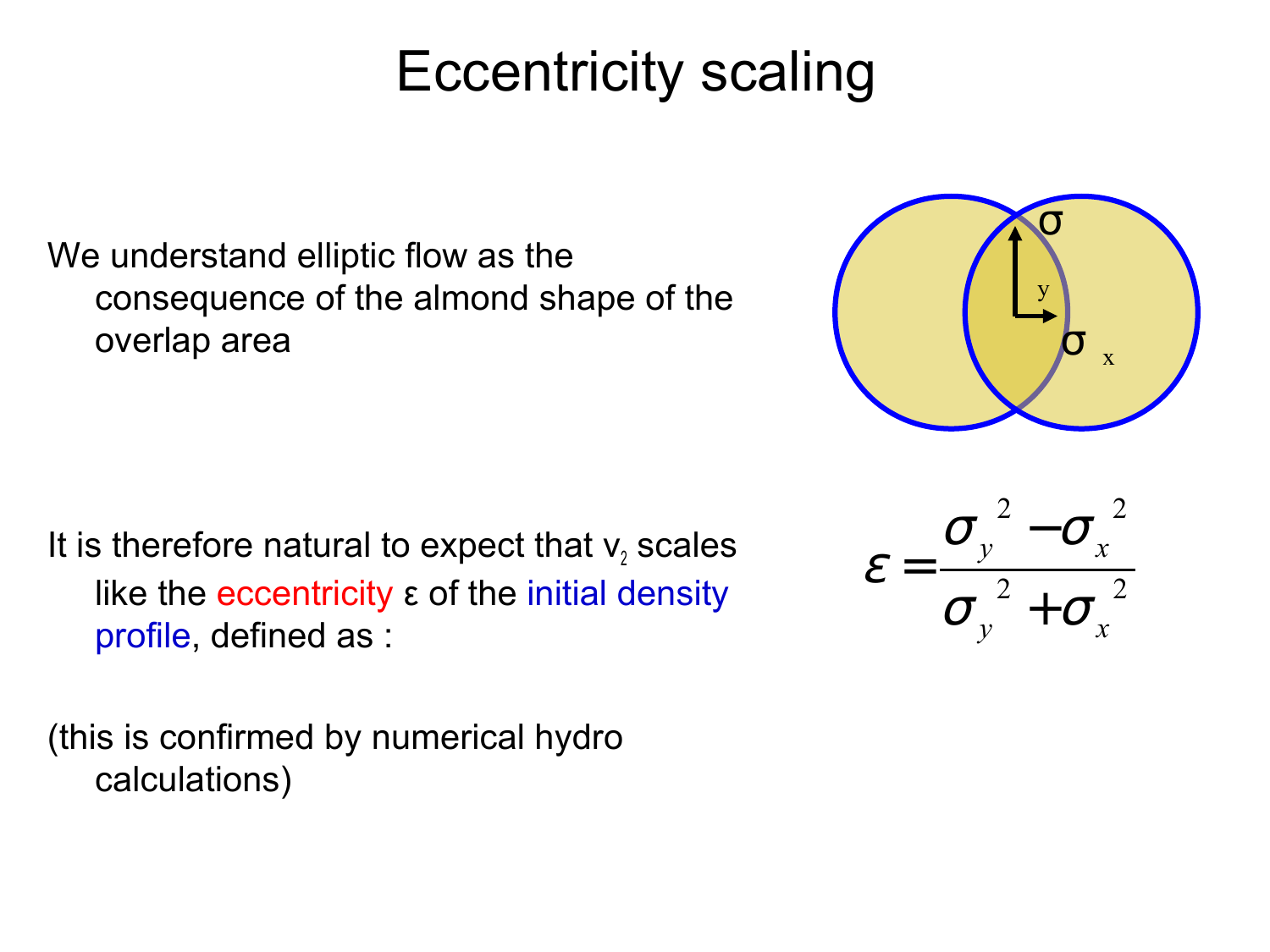# Eccentricity scaling

We understand elliptic flow as the consequence of the almond shape of the overlap area

It is therefore natural to expect that $v_2$ scales like the eccentricity $\varepsilon$ of the initial density profile, defined as :

$$\varepsilon = \frac{\sigma_y^2 - \sigma_x^2}{\sigma_y^2 + \sigma_x^2}$$

(this is confirmed by numerical hydro calculations)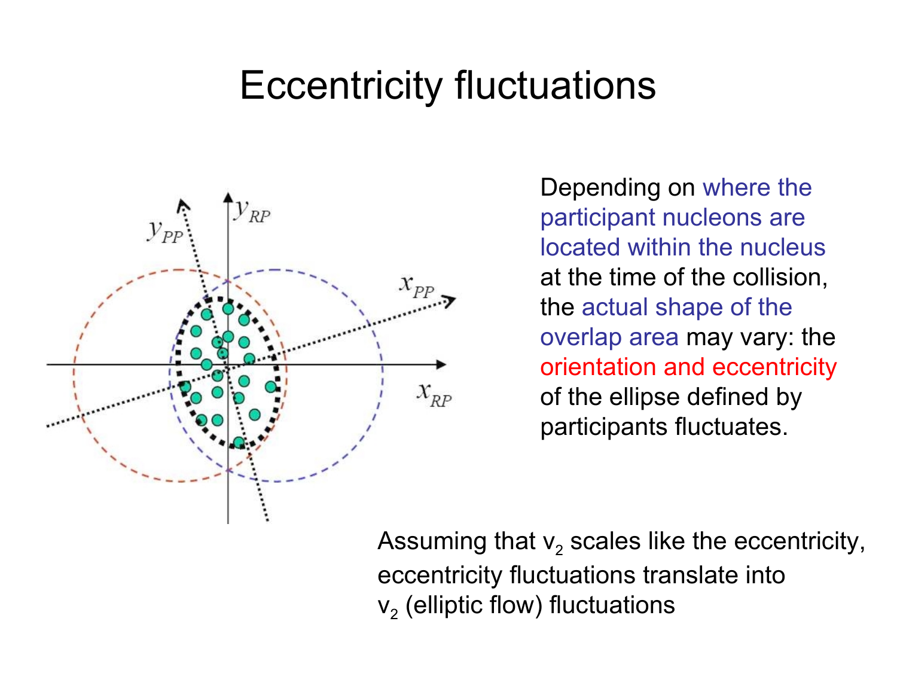# Eccentricity fluctuations

Depending on where the participant nucleons are located within the nucleus at the time of the collision, the actual shape of the overlap area may vary: the orientation and eccentricity of the ellipse defined by participants fluctuates.

Assuming that $v_2$ scales like the eccentricity, eccentricity fluctuations translate into $v_2$ (elliptic flow) fluctuations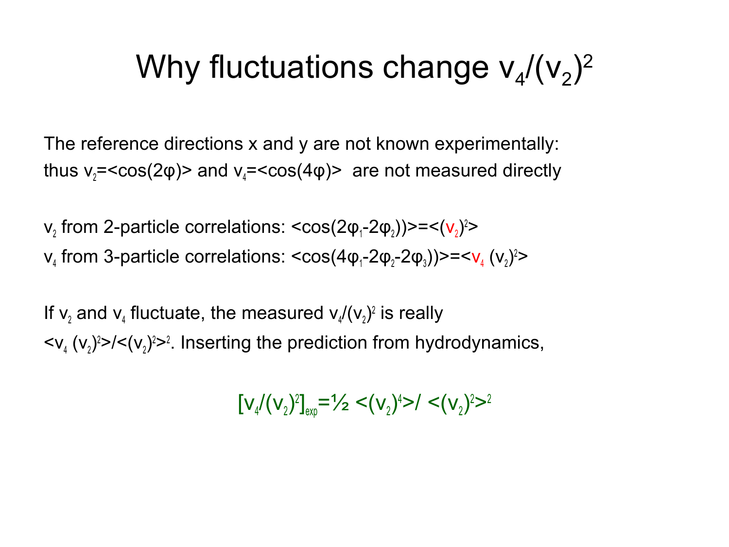# Why fluctuations change $v_4/(v_2)^2$

The reference directions x and y are not known experimentally: thus $v_2=\langle\cos(2\varphi)\rangle$ and $v_4=\langle\cos(4\varphi)\rangle$ are not measured directly

$v_2$ from 2-particle correlations: $\langle\cos(2\varphi_1-2\varphi_2)\rangle=\langle(v_2)^2\rangle$

$v_4$ from 3-particle correlations: $\langle\cos(4\varphi_1-2\varphi_2-2\varphi_3)\rangle=\langle v_4\,(v_2)^2\rangle$

If $v_2$ and $v_4$ fluctuate, the measured $v_4/(v_2)^2$ is really $\langle v_4\,(v_2)^2\rangle/\langle(v_2)^2\rangle^2$. Inserting the prediction from hydrodynamics,

$$[v_4/(v_2)^2]_{exp}=\tfrac{1}{2}\,\langle(v_2)^4\rangle/\langle(v_2)^2\rangle^2$$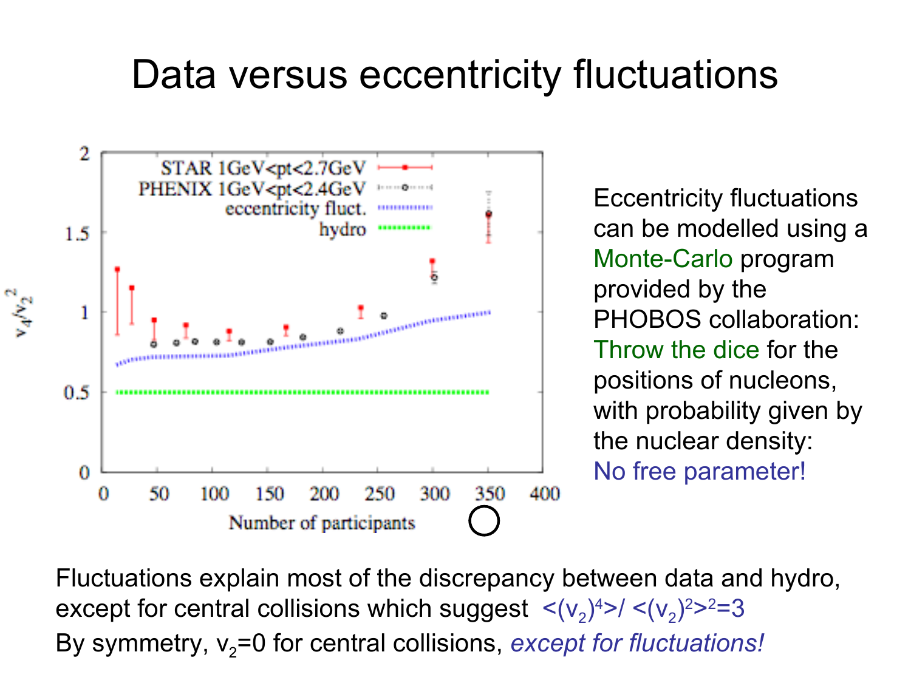# Data versus eccentricity fluctuations

Eccentricity fluctuations can be modelled using a Monte-Carlo program provided by the PHOBOS collaboration: Throw the dice for the positions of nucleons, with probability given by the nuclear density: No free parameter!

Fluctuations explain most of the discrepancy between data and hydro, except for central collisions which suggest $\langle (v_2)^4 \rangle / \langle (v_2)^2 \rangle^2 = 3$

By symmetry, $v_2 = 0$ for central collisions, *except for fluctuations!*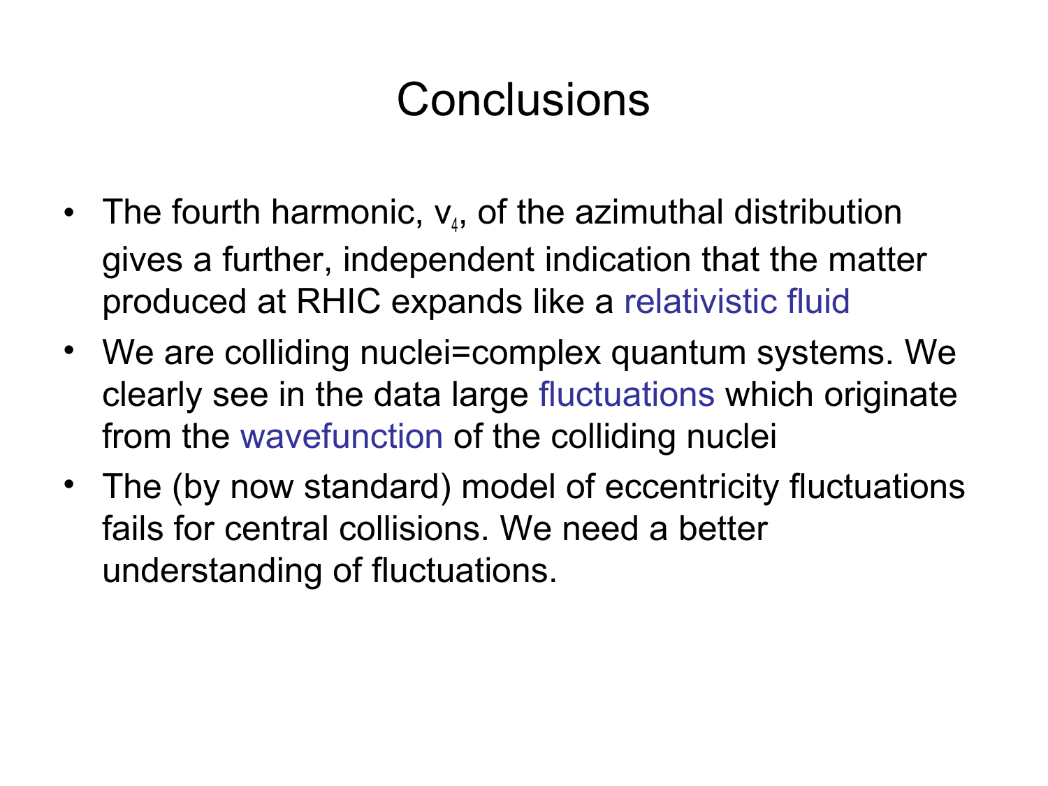# Conclusions

- The fourth harmonic, $v_4$, of the azimuthal distribution gives a further, independent indication that the matter produced at RHIC expands like a relativistic fluid
- We are colliding nuclei=complex quantum systems. We clearly see in the data large fluctuations which originate from the wavefunction of the colliding nuclei
- The (by now standard) model of eccentricity fluctuations fails for central collisions. We need a better understanding of fluctuations.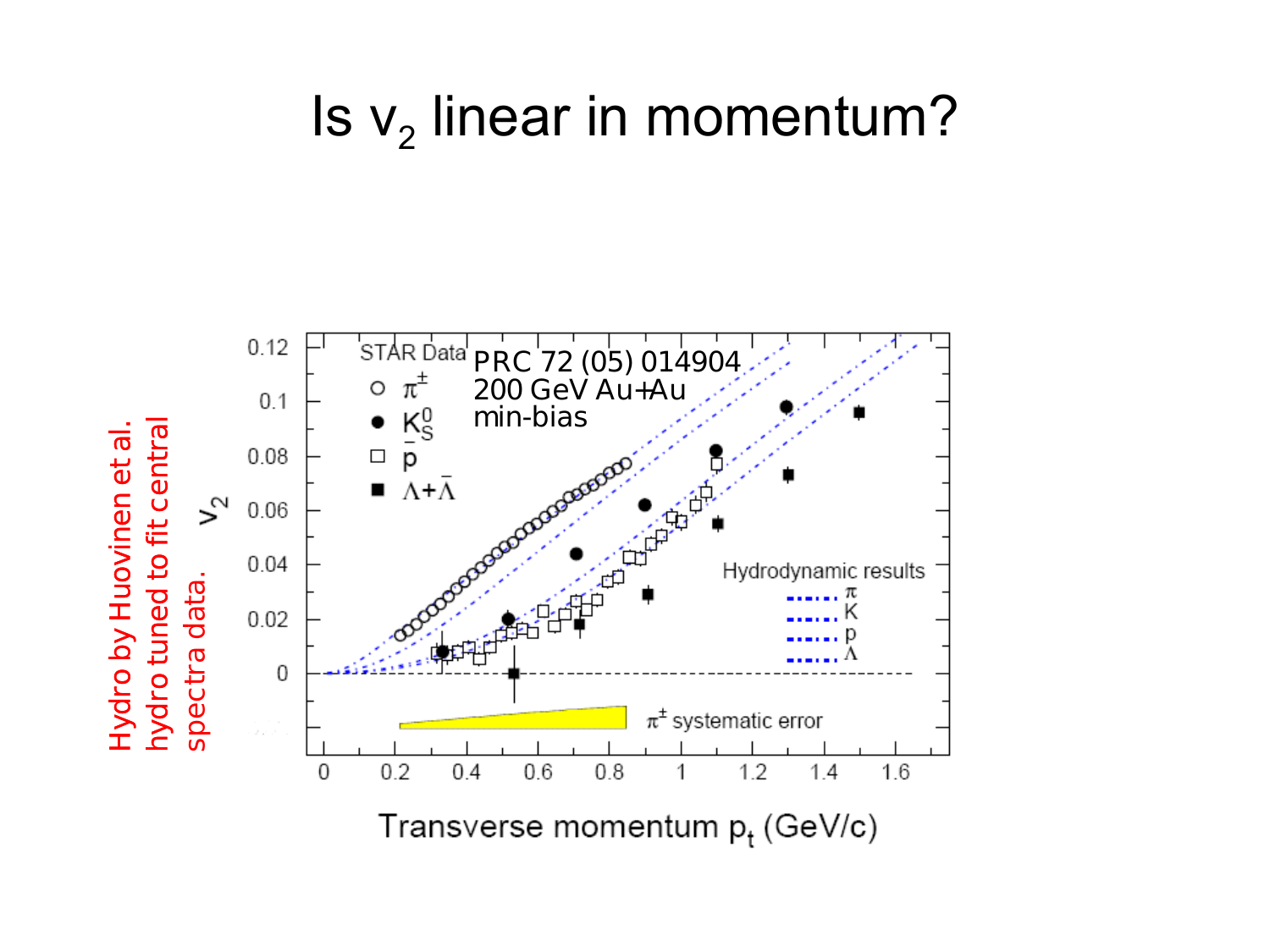# Is $v_2$ linear in momentum?

Hydro by Huovinen et al. hydro tuned to fit central spectra data.

STAR Data
$\pi^{\pm}$
$K_S^0$
$\bar{p}$
$\Lambda+\bar{\Lambda}$

PRC 72 (05) 014904
200 GeV Au+Au
min-bias

Hydrodynamic results
$\pi$
K
p
$\Lambda$

$\pi^{\pm}$ systematic error

$v_2$

0.12
0.1
0.08
0.06
0.04
0.02
0

0
0.2
0.4
0.6
0.8
1
1.2
1.4
1.6

Transverse momentum $p_t$ (GeV/c)